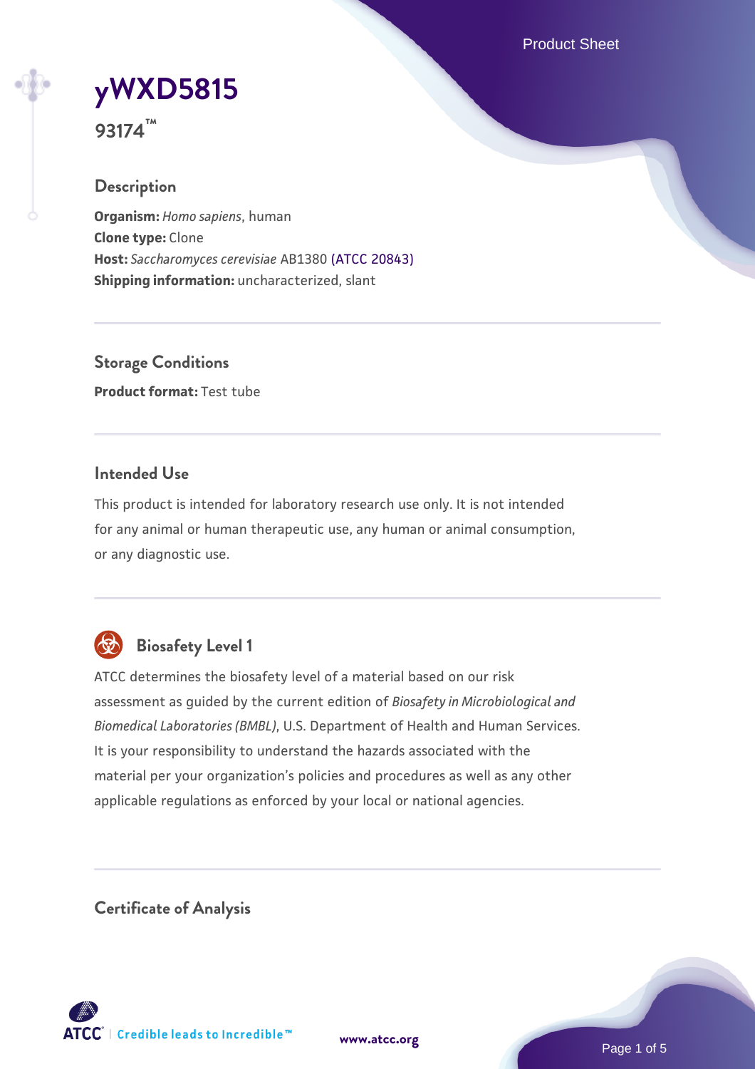# yWXD5815

**93174™**

## Description

**Organism:** *Homo sapiens*, human
**Clone type:** Clone
**Host:** *Saccharomyces cerevisiae* AB1380 (ATCC 20843)
**Shipping information:** uncharacterized, slant

## Storage Conditions

**Product format:** Test tube

## Intended Use

This product is intended for laboratory research use only. It is not intended for any animal or human therapeutic use, any human or animal consumption, or any diagnostic use.

## Biosafety Level 1

ATCC determines the biosafety level of a material based on our risk assessment as guided by the current edition of *Biosafety in Microbiological and Biomedical Laboratories (BMBL)*, U.S. Department of Health and Human Services. It is your responsibility to understand the hazards associated with the material per your organization's policies and procedures as well as any other applicable regulations as enforced by your local or national agencies.

## Certificate of Analysis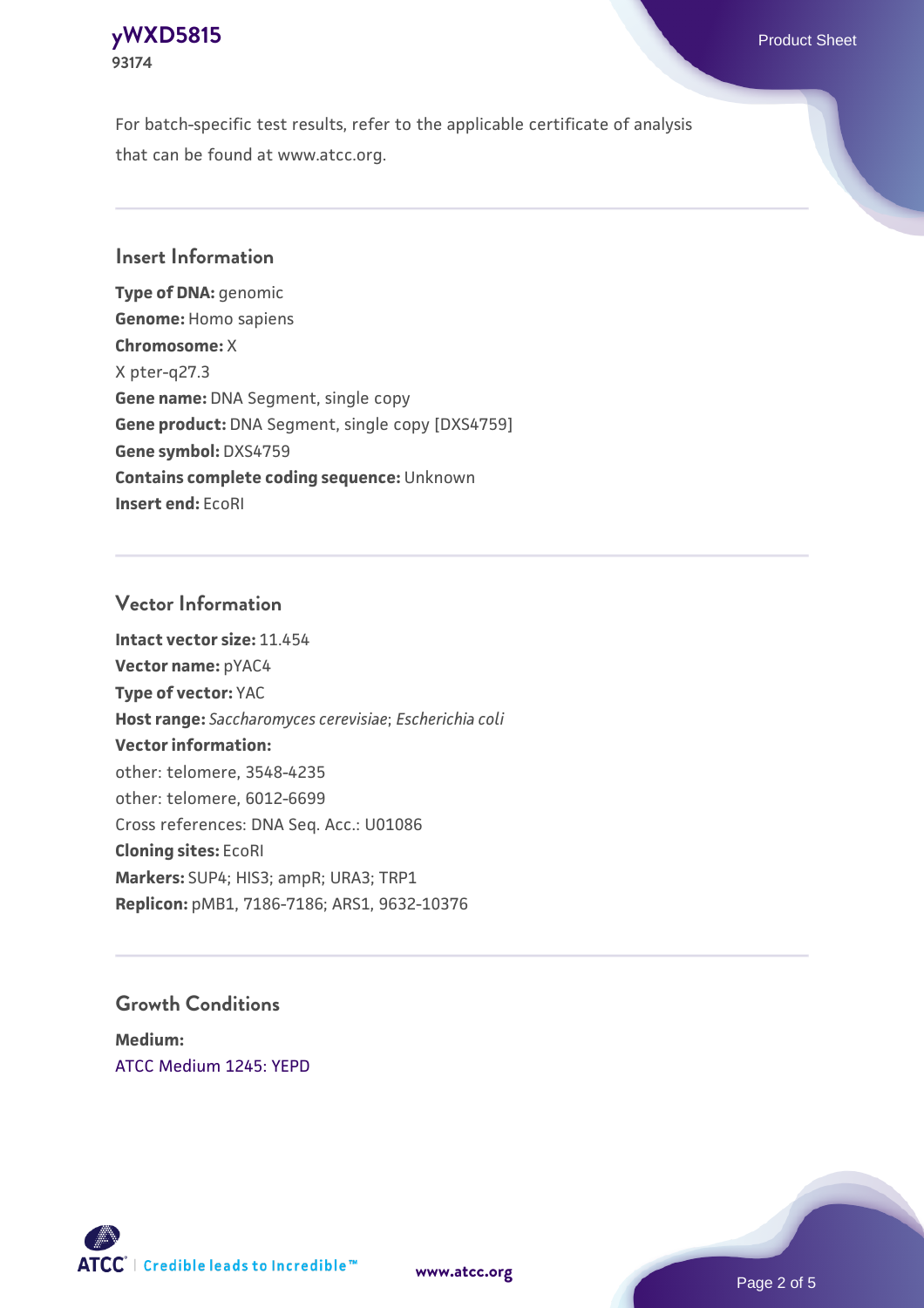For batch-specific test results, refer to the applicable certificate of analysis that can be found at www.atcc.org.

## Insert Information

**Type of DNA:** genomic
**Genome:** Homo sapiens
**Chromosome:** X
X pter-q27.3
**Gene name:** DNA Segment, single copy
**Gene product:** DNA Segment, single copy [DXS4759]
**Gene symbol:** DXS4759
**Contains complete coding sequence:** Unknown
**Insert end:** EcoRI

## Vector Information

**Intact vector size:** 11.454
**Vector name:** pYAC4
**Type of vector:** YAC
**Host range:** *Saccharomyces cerevisiae*; *Escherichia coli*
**Vector information:**
other: telomere, 3548-4235
other: telomere, 6012-6699
Cross references: DNA Seq. Acc.: U01086
**Cloning sites:** EcoRI
**Markers:** SUP4; HIS3; ampR; URA3; TRP1
**Replicon:** pMB1, 7186-7186; ARS1, 9632-10376

## Growth Conditions

**Medium:**
ATCC Medium 1245: YEPD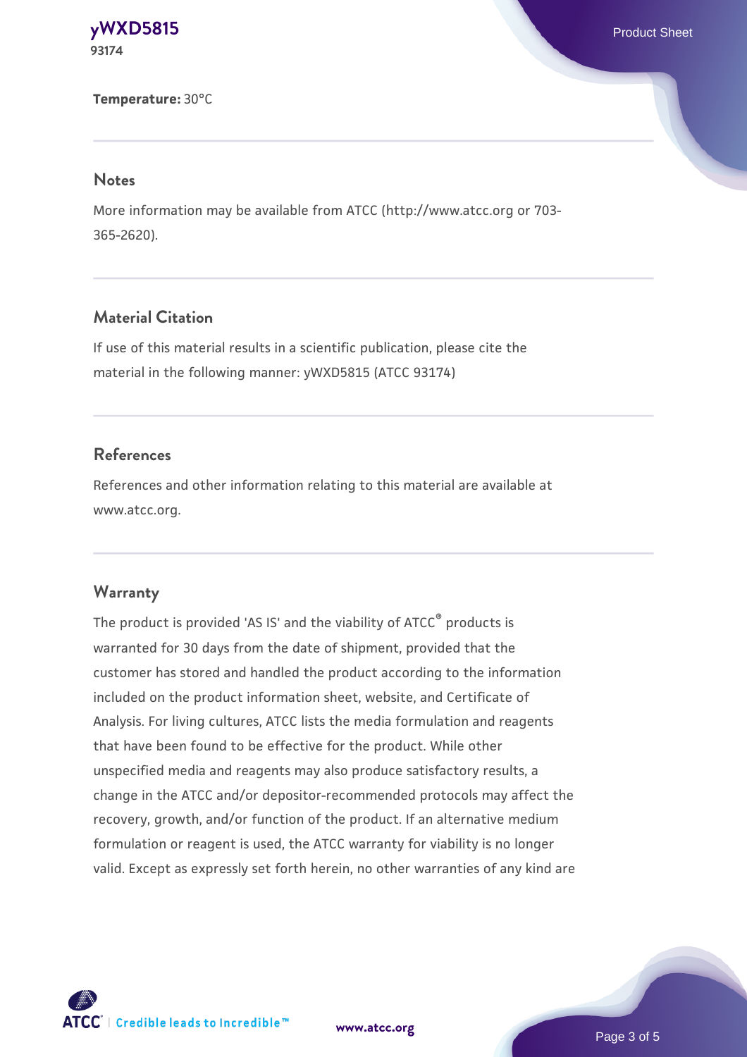**Temperature:** 30°C

## Notes

More information may be available from ATCC (http://www.atcc.org or 703-365-2620).

## Material Citation

If use of this material results in a scientific publication, please cite the material in the following manner: yWXD5815 (ATCC 93174)

## References

References and other information relating to this material are available at www.atcc.org.

## Warranty

The product is provided 'AS IS' and the viability of ATCC® products is warranted for 30 days from the date of shipment, provided that the customer has stored and handled the product according to the information included on the product information sheet, website, and Certificate of Analysis. For living cultures, ATCC lists the media formulation and reagents that have been found to be effective for the product. While other unspecified media and reagents may also produce satisfactory results, a change in the ATCC and/or depositor-recommended protocols may affect the recovery, growth, and/or function of the product. If an alternative medium formulation or reagent is used, the ATCC warranty for viability is no longer valid. Except as expressly set forth herein, no other warranties of any kind are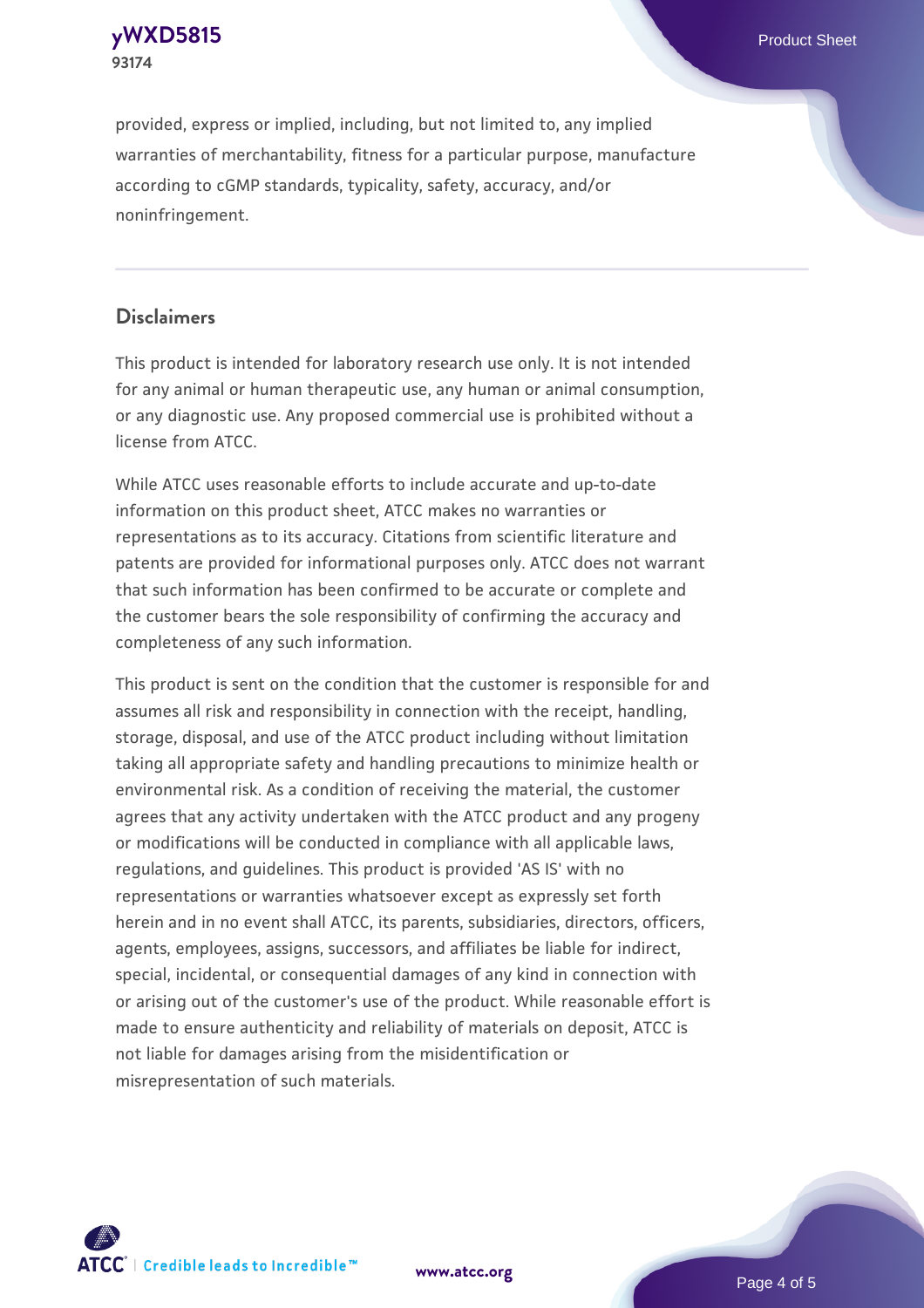provided, express or implied, including, but not limited to, any implied warranties of merchantability, fitness for a particular purpose, manufacture according to cGMP standards, typicality, safety, accuracy, and/or noninfringement.

## Disclaimers

This product is intended for laboratory research use only. It is not intended for any animal or human therapeutic use, any human or animal consumption, or any diagnostic use. Any proposed commercial use is prohibited without a license from ATCC.

While ATCC uses reasonable efforts to include accurate and up-to-date information on this product sheet, ATCC makes no warranties or representations as to its accuracy. Citations from scientific literature and patents are provided for informational purposes only. ATCC does not warrant that such information has been confirmed to be accurate or complete and the customer bears the sole responsibility of confirming the accuracy and completeness of any such information.

This product is sent on the condition that the customer is responsible for and assumes all risk and responsibility in connection with the receipt, handling, storage, disposal, and use of the ATCC product including without limitation taking all appropriate safety and handling precautions to minimize health or environmental risk. As a condition of receiving the material, the customer agrees that any activity undertaken with the ATCC product and any progeny or modifications will be conducted in compliance with all applicable laws, regulations, and guidelines. This product is provided 'AS IS' with no representations or warranties whatsoever except as expressly set forth herein and in no event shall ATCC, its parents, subsidiaries, directors, officers, agents, employees, assigns, successors, and affiliates be liable for indirect, special, incidental, or consequential damages of any kind in connection with or arising out of the customer's use of the product. While reasonable effort is made to ensure authenticity and reliability of materials on deposit, ATCC is not liable for damages arising from the misidentification or misrepresentation of such materials.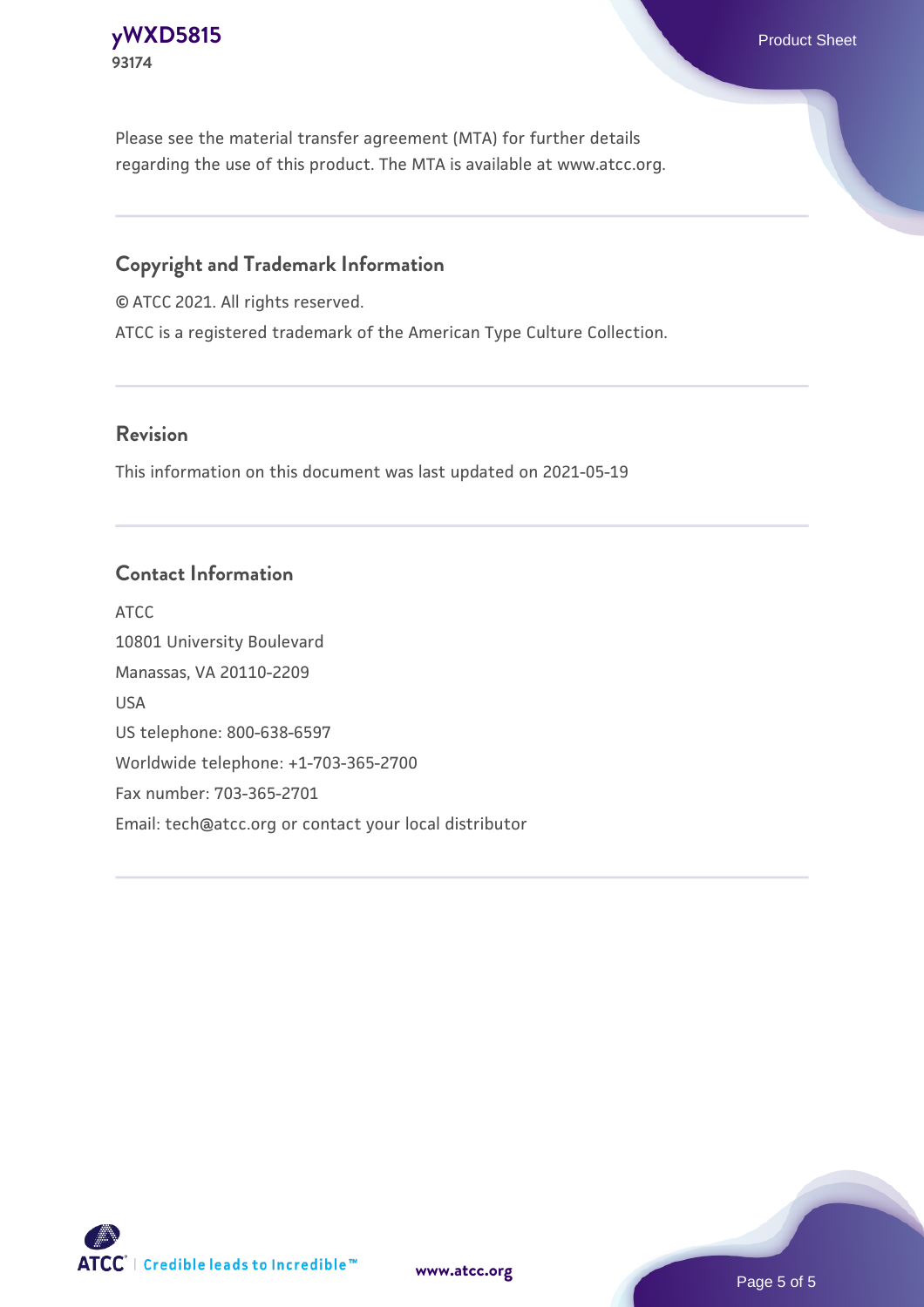Please see the material transfer agreement (MTA) for further details regarding the use of this product. The MTA is available at www.atcc.org.

## Copyright and Trademark Information

© ATCC 2021. All rights reserved.

ATCC is a registered trademark of the American Type Culture Collection.

## Revision

This information on this document was last updated on 2021-05-19

## Contact Information

ATCC
10801 University Boulevard
Manassas, VA 20110-2209
USA
US telephone: 800-638-6597
Worldwide telephone: +1-703-365-2700
Fax number: 703-365-2701
Email: tech@atcc.org or contact your local distributor